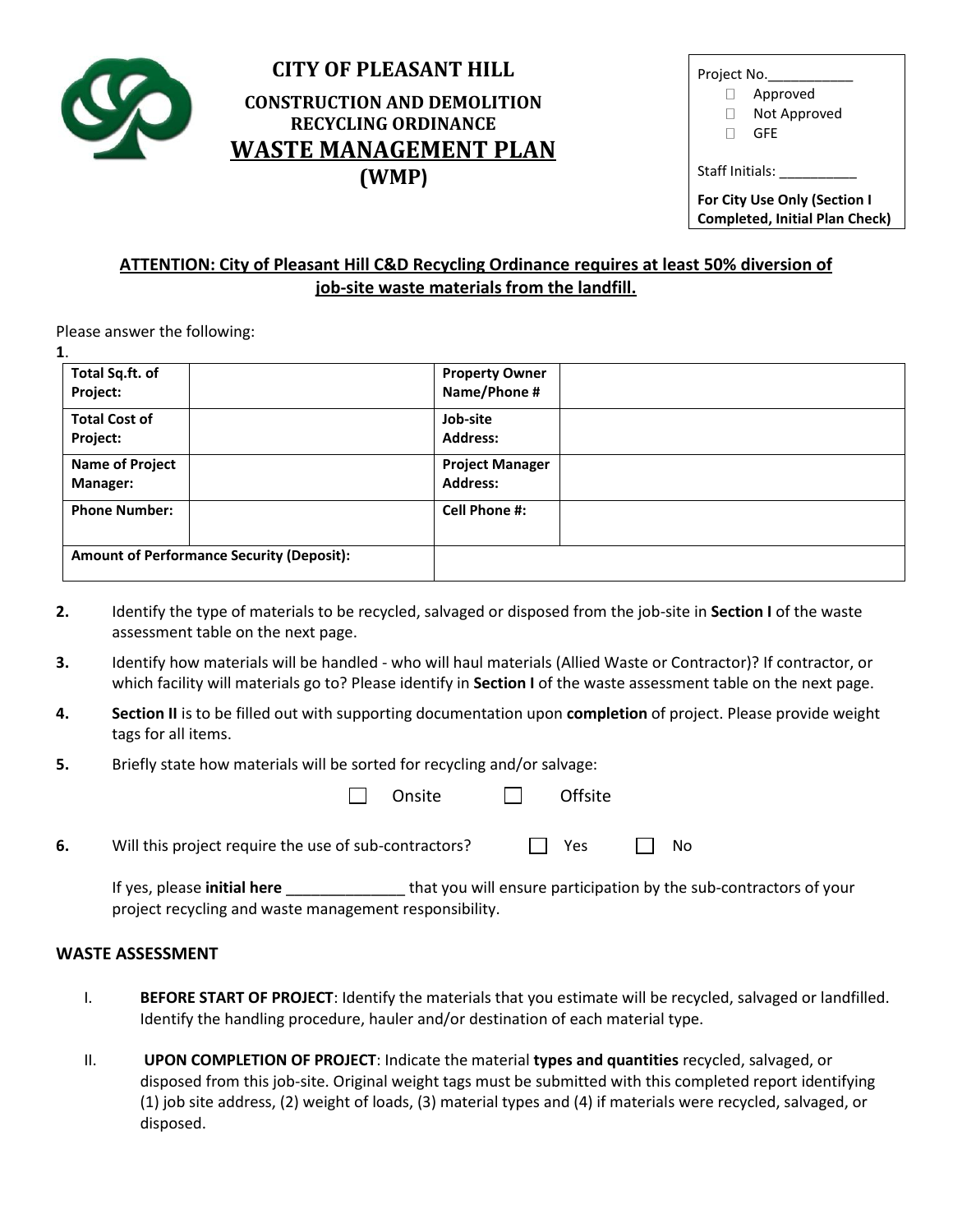# CITY OF PLEASANT HILL

## CONSTRUCTION AND DEMOLITION RECYCLING ORDINANCE

## WASTE MANAGEMENT PLAN (WMP)

Project No.___________
- ☐ Approved
- ☐ Not Approved
- ☐ GFE

Staff Initials: __________

**For City Use Only (Section I Completed, Initial Plan Check)**

**ATTENTION: City of Pleasant Hill C&D Recycling Ordinance requires at least 50% diversion of job-site waste materials from the landfill.**

Please answer the following:

**1**.

| **Total Sq.ft. of Project:** | | **Property Owner Name/Phone #** | |
|---|---|---|---|
| **Total Cost of Project:** | | **Job-site Address:** | |
| **Name of Project Manager:** | | **Project Manager Address:** | |
| **Phone Number:** | | **Cell Phone #:** | |
| **Amount of Performance Security (Deposit):** | | | |

**2.** Identify the type of materials to be recycled, salvaged or disposed from the job-site in **Section I** of the waste assessment table on the next page.

**3.** Identify how materials will be handled - who will haul materials (Allied Waste or Contractor)? If contractor, or which facility will materials go to? Please identify in **Section I** of the waste assessment table on the next page.

**4.** **Section II** is to be filled out with supporting documentation upon **completion** of project. Please provide weight tags for all items.

**5.** Briefly state how materials will be sorted for recycling and/or salvage:

☐ Onsite ☐ Offsite

**6.** Will this project require the use of sub-contractors? ☐ Yes ☐ No

If yes, please **initial here** ______________ that you will ensure participation by the sub-contractors of your project recycling and waste management responsibility.

### WASTE ASSESSMENT

I. **BEFORE START OF PROJECT**: Identify the materials that you estimate will be recycled, salvaged or landfilled. Identify the handling procedure, hauler and/or destination of each material type.

II. **UPON COMPLETION OF PROJECT**: Indicate the material **types and quantities** recycled, salvaged, or disposed from this job-site. Original weight tags must be submitted with this completed report identifying (1) job site address, (2) weight of loads, (3) material types and (4) if materials were recycled, salvaged, or disposed.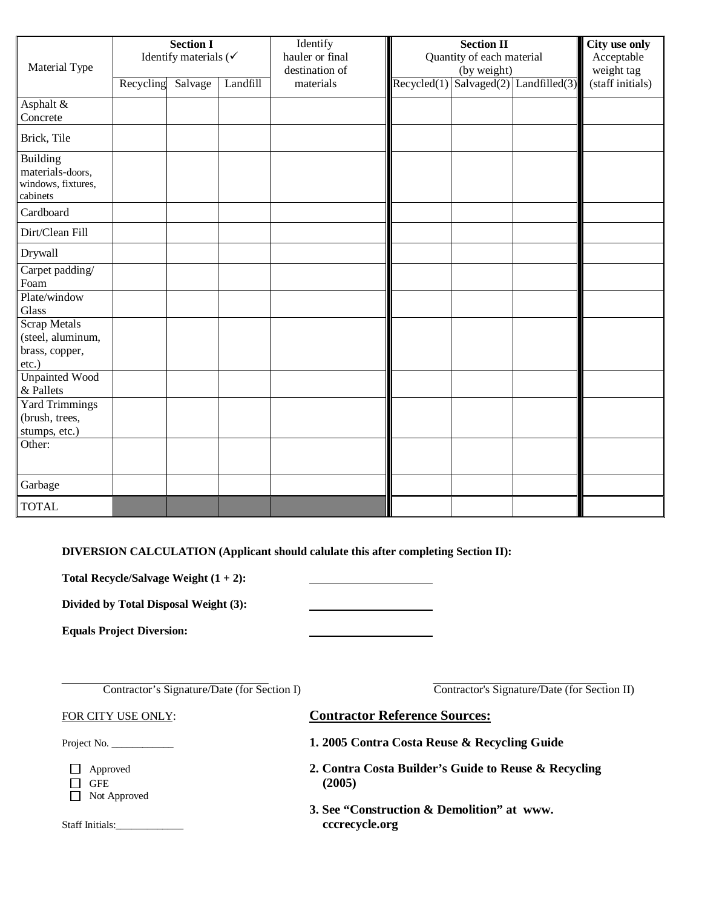| Material Type | Section I Identify materials (✓ | | | Identify hauler or final destination of materials | Section II Quantity of each material (by weight) | | | City use only Acceptable weight tag (staff initials) |
|---|---|---|---|---|---|---|---|---|
| | Recycling | Salvage | Landfill | | Recycled(1) | Salvaged(2) | Landfilled(3) | |
| Asphalt & Concrete | | | | | | | | |
| Brick, Tile | | | | | | | | |
| Building materials-doors, windows, fixtures, cabinets | | | | | | | | |
| Cardboard | | | | | | | | |
| Dirt/Clean Fill | | | | | | | | |
| Drywall | | | | | | | | |
| Carpet padding/ Foam | | | | | | | | |
| Plate/window Glass | | | | | | | | |
| Scrap Metals (steel, aluminum, brass, copper, etc.) | | | | | | | | |
| Unpainted Wood & Pallets | | | | | | | | |
| Yard Trimmings (brush, trees, stumps, etc.) | | | | | | | | |
| Other: | | | | | | | | |
| Garbage | | | | | | | | |
| TOTAL | | | | | | | | |

**DIVERSION CALCULATION (Applicant should calulate this after completing Section II):**

**Total Recycle/Salvage Weight (1 + 2):** ____________________

**Divided by Total Disposal Weight (3):** ____________________

**Equals Project Diversion:** ____________________

______________________________
Contractor's Signature/Date (for Section I)

______________________________
Contractor's Signature/Date (for Section II)

FOR CITY USE ONLY:

Project No. ___________

- ☐ Approved
- ☐ GFE
- ☐ Not Approved

Staff Initials:_____________

## Contractor Reference Sources:

1. **2005 Contra Costa Reuse & Recycling Guide**
2. **Contra Costa Builder's Guide to Reuse & Recycling (2005)**
3. **See "Construction & Demolition" at www. cccrecycle.org**